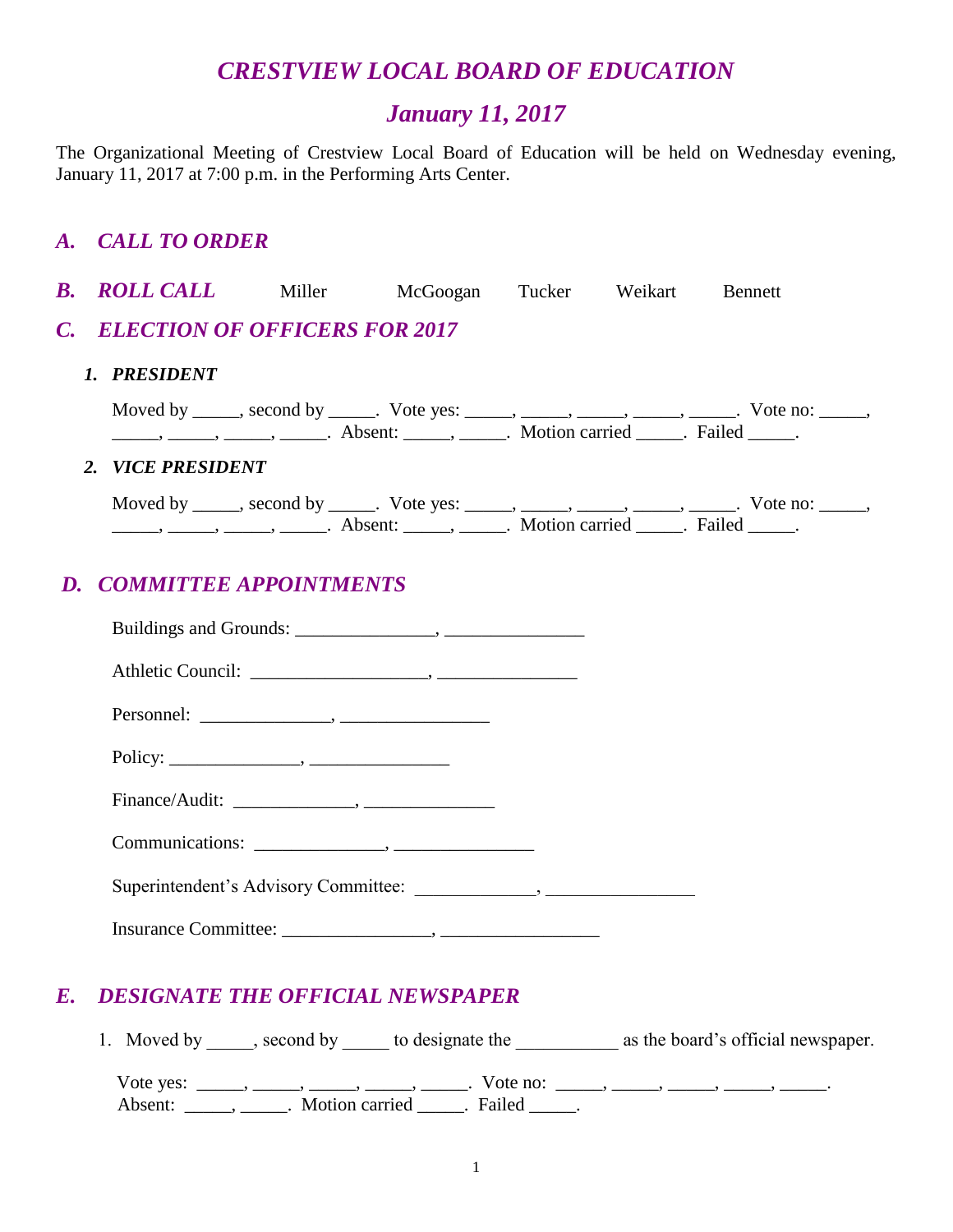# *CRESTVIEW LOCAL BOARD OF EDUCATION*

## *January 11, 2017*

The Organizational Meeting of Crestview Local Board of Education will be held on Wednesday evening, January 11, 2017 at 7:00 p.m. in the Performing Arts Center.

## *A. CALL TO ORDER*

## *B. ROLL CALL* Miller McGoogan Tucker Weikart Bennett

## *C. ELECTION OF OFFICERS FOR 2017*

### *1. PRESIDENT*

Moved by _____, second by _____. Vote yes: _____, _____, _____, _____, _____. Vote no: _____, _____, _____, _____, _____. Absent: _____, _____. Motion carried _____. Failed _____.

### *2. VICE PRESIDENT*

Moved by _____, second by _____. Vote yes: _____, _____, _____, _____, _____. Vote no: _____, _____, _____, _____, _____. Absent: _____, _____. Motion carried _____. Failed _____.

## *D. COMMITTEE APPOINTMENTS*

Buildings and Grounds: _______________, _______________

Athletic Council: ___________________, _______________

Personnel: ______________, ________________

Policy: ______________, _______________

Finance/Audit: _____________, ______________

Communications: ______________, _______________

Superintendent's Advisory Committee: _____________, ________________

Insurance Committee: ________________, _________________

## *E. DESIGNATE THE OFFICIAL NEWSPAPER*

1. Moved by _____, second by _____ to designate the ___________ as the board's official newspaper.

Vote yes: _____, _____, _____, _____, _____. Vote no: _____, _____, _____, _____, _____. Absent: _____, _____. Motion carried _____. Failed _____.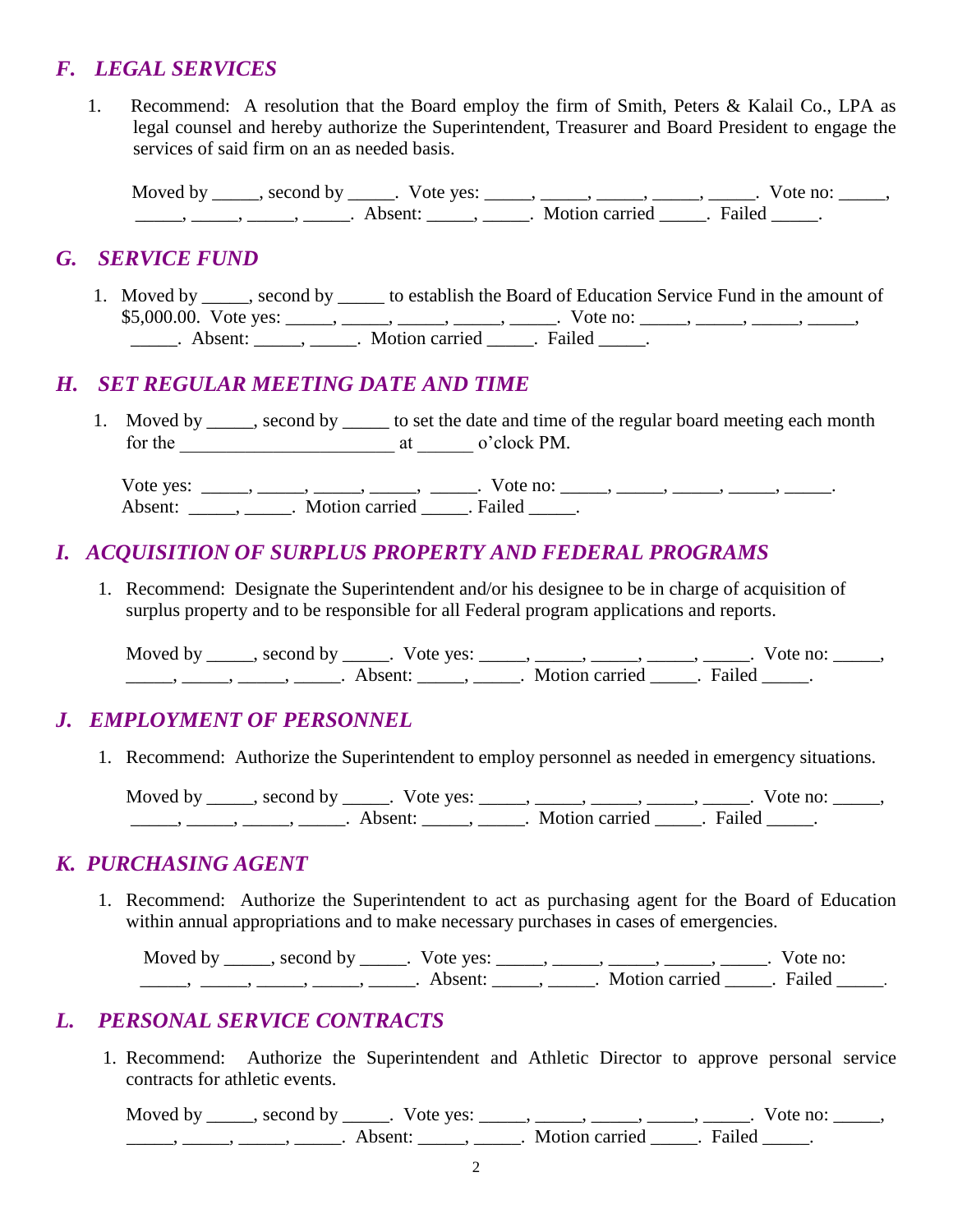## *F. LEGAL SERVICES*

1. Recommend: A resolution that the Board employ the firm of Smith, Peters & Kalail Co., LPA as legal counsel and hereby authorize the Superintendent, Treasurer and Board President to engage the services of said firm on an as needed basis.

   Moved by _____, second by _____. Vote yes: _____, _____, _____, _____, _____. Vote no: _____, _____, _____, _____, _____. Absent: _____, _____. Motion carried _____. Failed _____.

## *G. SERVICE FUND*

1. Moved by _____, second by _____ to establish the Board of Education Service Fund in the amount of $5,000.00. Vote yes: _____, _____, _____, _____, _____. Vote no: _____, _____, _____, _____, _____. Absent: _____, _____. Motion carried _____. Failed _____.

## *H. SET REGULAR MEETING DATE AND TIME*

1. Moved by _____, second by _____ to set the date and time of the regular board meeting each month for the _______________________ at ______ o'clock PM.

   Vote yes: _____, _____, _____, _____, _____. Vote no: _____, _____, _____, _____, _____. Absent: _____, _____. Motion carried _____. Failed _____.

## *I. ACQUISITION OF SURPLUS PROPERTY AND FEDERAL PROGRAMS*

1. Recommend: Designate the Superintendent and/or his designee to be in charge of acquisition of surplus property and to be responsible for all Federal program applications and reports.

   Moved by _____, second by _____. Vote yes: _____, _____, _____, _____, _____. Vote no: _____, _____, _____, _____, _____. Absent: _____, _____. Motion carried _____. Failed _____.

## *J. EMPLOYMENT OF PERSONNEL*

1. Recommend: Authorize the Superintendent to employ personnel as needed in emergency situations.

   Moved by _____, second by _____. Vote yes: _____, _____, _____, _____, _____. Vote no: _____, _____, _____, _____, _____. Absent: _____, _____. Motion carried _____. Failed _____.

## *K. PURCHASING AGENT*

1. Recommend: Authorize the Superintendent to act as purchasing agent for the Board of Education within annual appropriations and to make necessary purchases in cases of emergencies.

   Moved by _____, second by _____. Vote yes: _____, _____, _____, _____, _____. Vote no: _____, _____, _____, _____, _____. Absent: _____, _____. Motion carried _____. Failed _____.

## *L. PERSONAL SERVICE CONTRACTS*

1. Recommend: Authorize the Superintendent and Athletic Director to approve personal service contracts for athletic events.

   Moved by _____, second by _____. Vote yes: _____, _____, _____, _____, _____. Vote no: _____, _____, _____, _____, _____. Absent: _____, _____. Motion carried _____. Failed _____.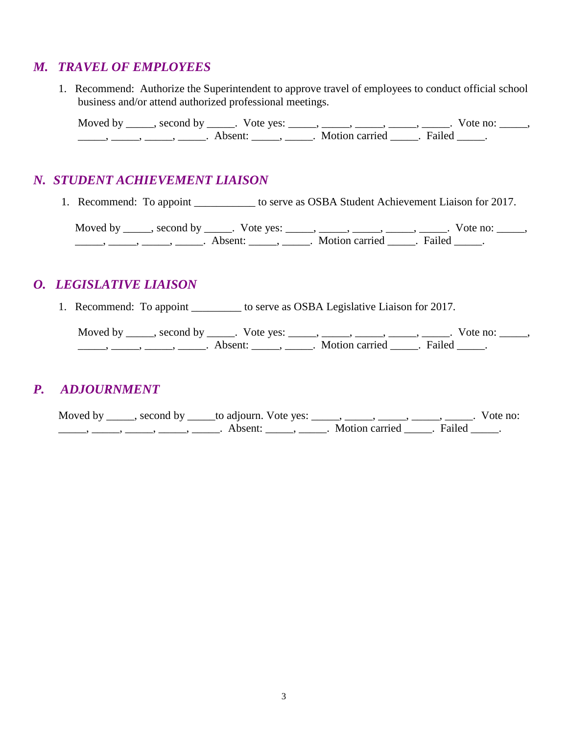## *M. TRAVEL OF EMPLOYEES*

1. Recommend: Authorize the Superintendent to approve travel of employees to conduct official school business and/or attend authorized professional meetings.

   Moved by _____, second by _____. Vote yes: _____, _____, _____, _____, _____. Vote no: _____, _____, _____, _____, _____. Absent: _____, _____. Motion carried _____. Failed _____.

## *N. STUDENT ACHIEVEMENT LIAISON*

1. Recommend: To appoint ___________ to serve as OSBA Student Achievement Liaison for 2017.

   Moved by _____, second by _____. Vote yes: _____, _____, _____, _____, _____. Vote no: _____, _____, _____, _____, _____. Absent: _____, _____. Motion carried _____. Failed _____.

## *O. LEGISLATIVE LIAISON*

1. Recommend: To appoint _________ to serve as OSBA Legislative Liaison for 2017.

   Moved by _____, second by _____. Vote yes: _____, _____, _____, _____, _____. Vote no: _____, _____, _____, _____, _____. Absent: _____, _____. Motion carried _____. Failed _____.

## *P. ADJOURNMENT*

Moved by _____, second by _____to adjourn. Vote yes: _____, _____, _____, _____, _____. Vote no: _____, _____, _____, _____, _____. Absent: _____, _____. Motion carried _____. Failed _____.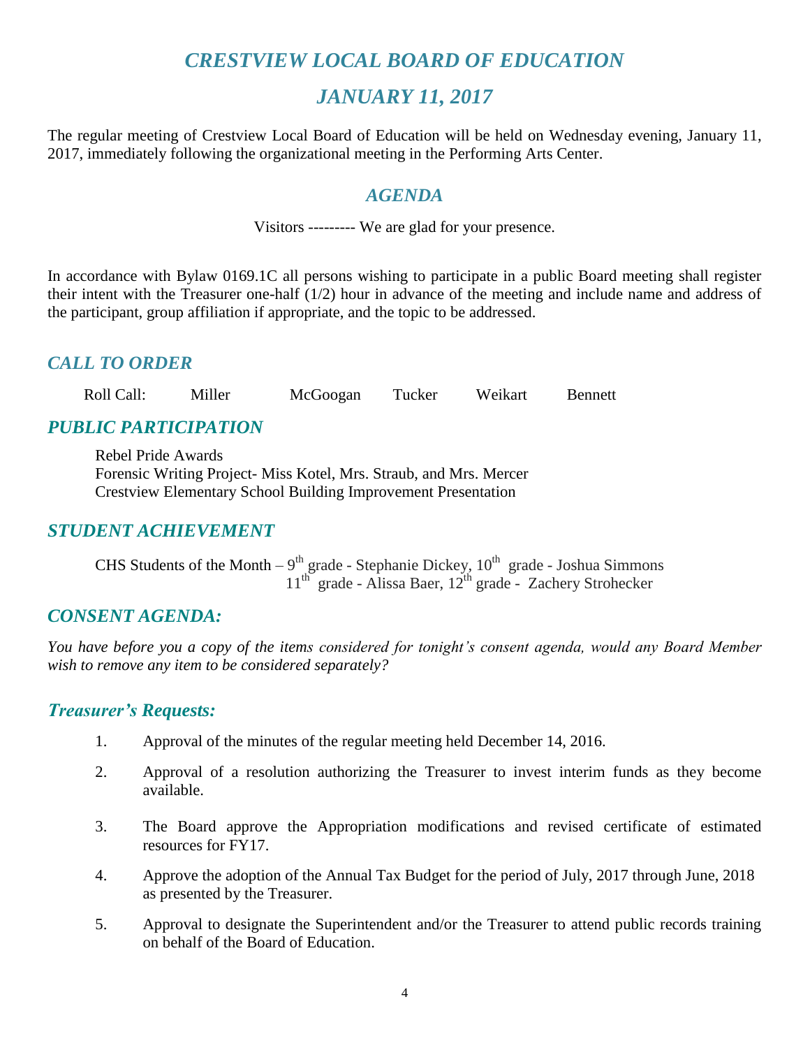# *CRESTVIEW LOCAL BOARD OF EDUCATION*

# *JANUARY 11, 2017*

The regular meeting of Crestview Local Board of Education will be held on Wednesday evening, January 11, 2017, immediately following the organizational meeting in the Performing Arts Center.

## *AGENDA*

Visitors --------- We are glad for your presence.

In accordance with Bylaw 0169.1C all persons wishing to participate in a public Board meeting shall register their intent with the Treasurer one-half (1/2) hour in advance of the meeting and include name and address of the participant, group affiliation if appropriate, and the topic to be addressed.

## *CALL TO ORDER*

Roll Call: Miller McGoogan Tucker Weikart Bennett

## *PUBLIC PARTICIPATION*

Rebel Pride Awards
Forensic Writing Project- Miss Kotel, Mrs. Straub, and Mrs. Mercer
Crestview Elementary School Building Improvement Presentation

## *STUDENT ACHIEVEMENT*

CHS Students of the Month – 9th grade - Stephanie Dickey, 10th grade - Joshua Simmons
11th grade - Alissa Baer, 12th grade - Zachery Strohecker

## *CONSENT AGENDA:*

*You have before you a copy of the items considered for tonight's consent agenda, would any Board Member wish to remove any item to be considered separately?*

### *Treasurer's Requests:*

1. Approval of the minutes of the regular meeting held December 14, 2016.

2. Approval of a resolution authorizing the Treasurer to invest interim funds as they become available.

3. The Board approve the Appropriation modifications and revised certificate of estimated resources for FY17.

4. Approve the adoption of the Annual Tax Budget for the period of July, 2017 through June, 2018 as presented by the Treasurer.

5. Approval to designate the Superintendent and/or the Treasurer to attend public records training on behalf of the Board of Education.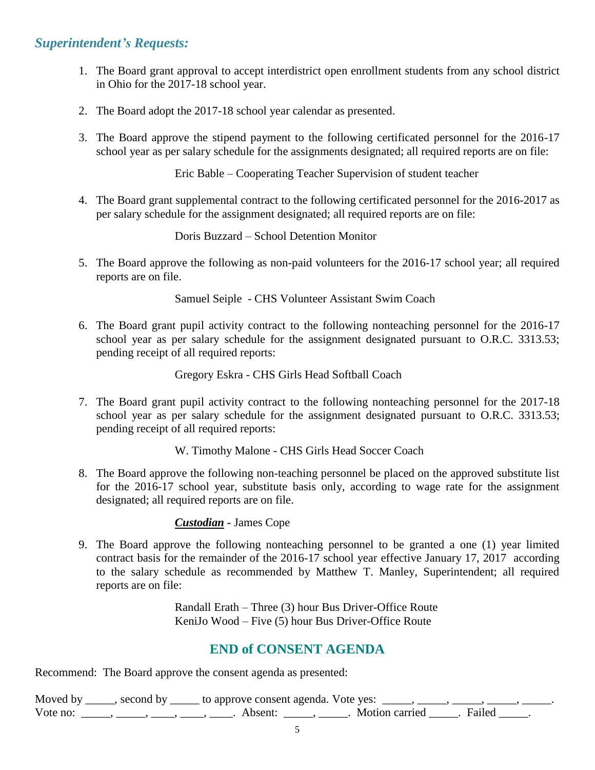## *Superintendent's Requests:*

1. The Board grant approval to accept interdistrict open enrollment students from any school district in Ohio for the 2017-18 school year.

2. The Board adopt the 2017-18 school year calendar as presented.

3. The Board approve the stipend payment to the following certificated personnel for the 2016-17 school year as per salary schedule for the assignments designated; all required reports are on file:

   Eric Bable – Cooperating Teacher Supervision of student teacher

4. The Board grant supplemental contract to the following certificated personnel for the 2016-2017 as per salary schedule for the assignment designated; all required reports are on file:

   Doris Buzzard – School Detention Monitor

5. The Board approve the following as non-paid volunteers for the 2016-17 school year; all required reports are on file.

   Samuel Seiple - CHS Volunteer Assistant Swim Coach

6. The Board grant pupil activity contract to the following nonteaching personnel for the 2016-17 school year as per salary schedule for the assignment designated pursuant to O.R.C. 3313.53; pending receipt of all required reports:

   Gregory Eskra - CHS Girls Head Softball Coach

7. The Board grant pupil activity contract to the following nonteaching personnel for the 2017-18 school year as per salary schedule for the assignment designated pursuant to O.R.C. 3313.53; pending receipt of all required reports:

   W. Timothy Malone - CHS Girls Head Soccer Coach

8. The Board approve the following non-teaching personnel be placed on the approved substitute list for the 2016-17 school year, substitute basis only, according to wage rate for the assignment designated; all required reports are on file.

   ***Custodian*** **-** James Cope

9. The Board approve the following nonteaching personnel to be granted a one (1) year limited contract basis for the remainder of the 2016-17 school year effective January 17, 2017 according to the salary schedule as recommended by Matthew T. Manley, Superintendent; all required reports are on file:

   Randall Erath – Three (3) hour Bus Driver-Office Route
   KeniJo Wood – Five (5) hour Bus Driver-Office Route

## END of CONSENT AGENDA

Recommend: The Board approve the consent agenda as presented:

Moved by _____, second by _____ to approve consent agenda. Vote yes: _____, _____, _____, _____, _____.
Vote no: _____, _____, ____, ____, ____. Absent: _____, _____. Motion carried _____. Failed _____.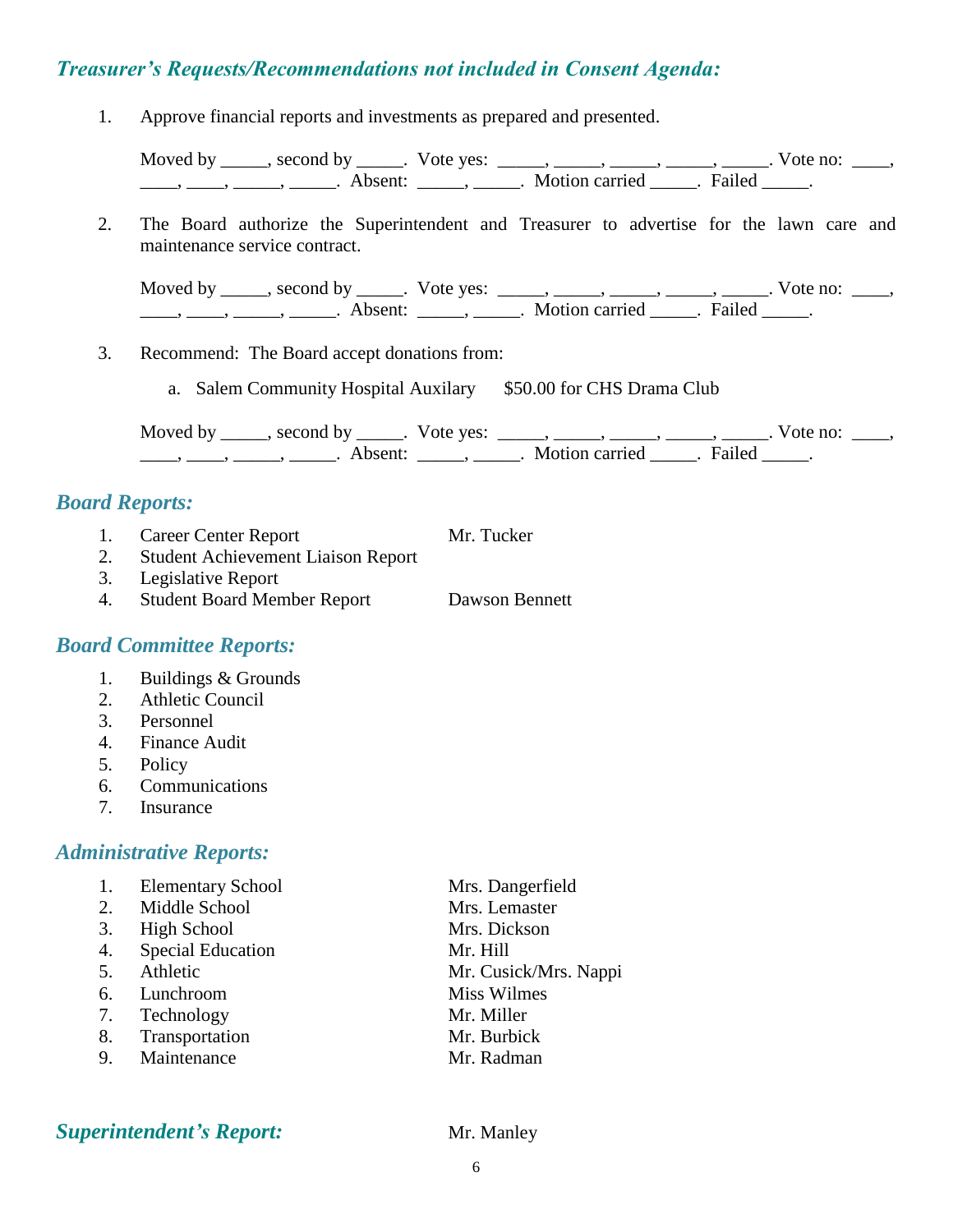## *Treasurer's Requests/Recommendations not included in Consent Agenda:*

1. Approve financial reports and investments as prepared and presented.

   Moved by _____, second by _____. Vote yes: _____, _____, _____, _____, _____. Vote no: ____, ____, ____, _____, _____. Absent: _____, _____. Motion carried _____. Failed _____.

2. The Board authorize the Superintendent and Treasurer to advertise for the lawn care and maintenance service contract.

   Moved by _____, second by _____. Vote yes: _____, _____, _____, _____, _____. Vote no: ____, ____, ____, _____, _____. Absent: _____, _____. Motion carried _____. Failed _____.

3. Recommend: The Board accept donations from:

   a. Salem Community Hospital Auxilary $50.00 for CHS Drama Club

   Moved by _____, second by _____. Vote yes: _____, _____, _____, _____, _____. Vote no: ____, ____, ____, _____, _____. Absent: _____, _____. Motion carried _____. Failed _____.

## *Board Reports:*

1. Career Center Report — Mr. Tucker
2. Student Achievement Liaison Report
3. Legislative Report
4. Student Board Member Report — Dawson Bennett

## *Board Committee Reports:*

1. Buildings & Grounds
2. Athletic Council
3. Personnel
4. Finance Audit
5. Policy
6. Communications
7. Insurance

## *Administrative Reports:*

1. Elementary School — Mrs. Dangerfield
2. Middle School — Mrs. Lemaster
3. High School — Mrs. Dickson
4. Special Education — Mr. Hill
5. Athletic — Mr. Cusick/Mrs. Nappi
6. Lunchroom — Miss Wilmes
7. Technology — Mr. Miller
8. Transportation — Mr. Burbick
9. Maintenance — Mr. Radman

## *Superintendent's Report:* Mr. Manley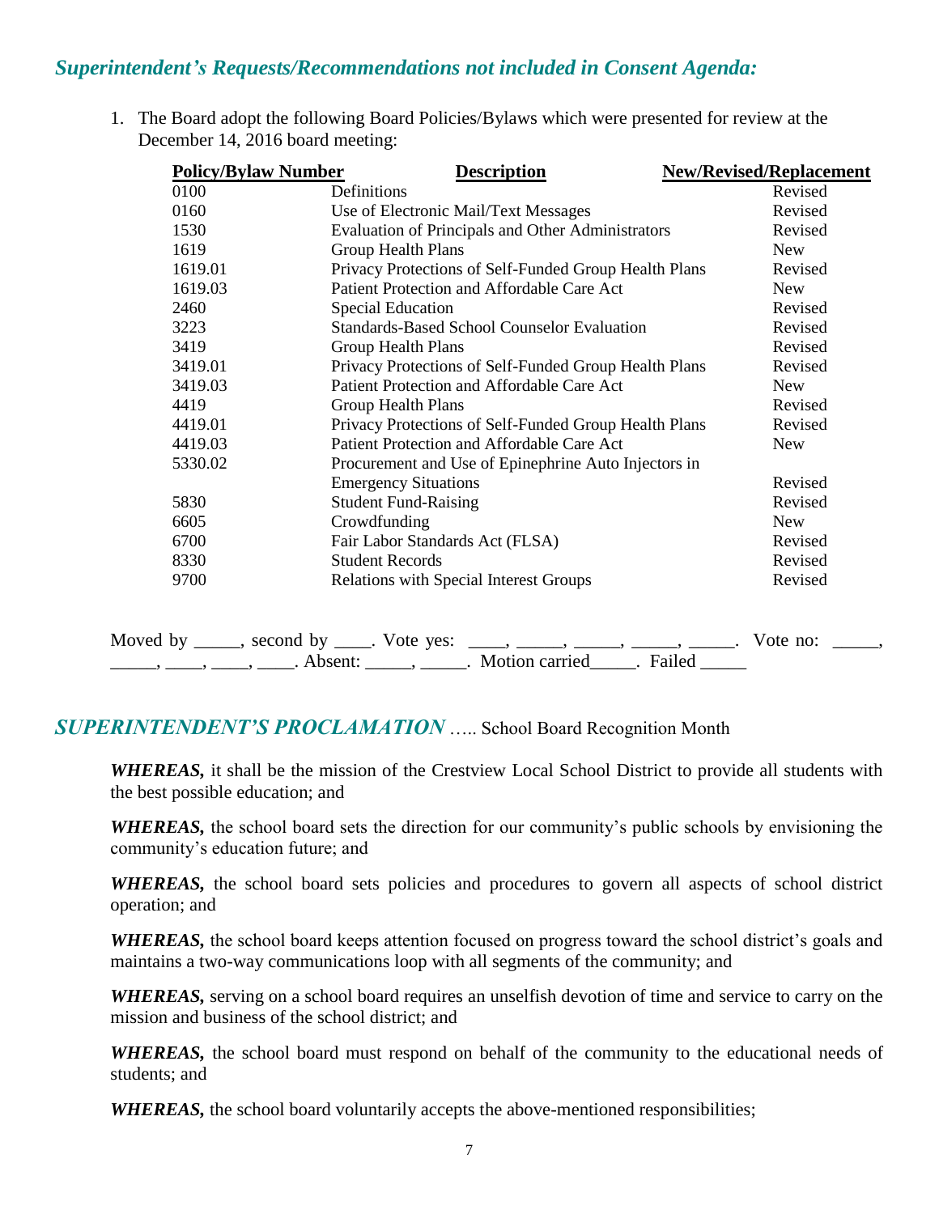## *Superintendent's Requests/Recommendations not included in Consent Agenda:*

1. The Board adopt the following Board Policies/Bylaws which were presented for review at the December 14, 2016 board meeting:

| Policy/Bylaw Number | Description | New/Revised/Replacement |
|---|---|---|
| 0100 | Definitions | Revised |
| 0160 | Use of Electronic Mail/Text Messages | Revised |
| 1530 | Evaluation of Principals and Other Administrators | Revised |
| 1619 | Group Health Plans | New |
| 1619.01 | Privacy Protections of Self-Funded Group Health Plans | Revised |
| 1619.03 | Patient Protection and Affordable Care Act | New |
| 2460 | Special Education | Revised |
| 3223 | Standards-Based School Counselor Evaluation | Revised |
| 3419 | Group Health Plans | Revised |
| 3419.01 | Privacy Protections of Self-Funded Group Health Plans | Revised |
| 3419.03 | Patient Protection and Affordable Care Act | New |
| 4419 | Group Health Plans | Revised |
| 4419.01 | Privacy Protections of Self-Funded Group Health Plans | Revised |
| 4419.03 | Patient Protection and Affordable Care Act | New |
| 5330.02 | Procurement and Use of Epinephrine Auto Injectors in Emergency Situations | Revised |
| 5830 | Student Fund-Raising | Revised |
| 6605 | Crowdfunding | New |
| 6700 | Fair Labor Standards Act (FLSA) | Revised |
| 8330 | Student Records | Revised |
| 9700 | Relations with Special Interest Groups | Revised |

Moved by _____, second by ____. Vote yes: ____, _____, _____, _____, _____. Vote no: _____, _____, ____, ____, ____. Absent: _____, _____. Motion carried_____. Failed _____

## *SUPERINTENDENT'S PROCLAMATION* ….. School Board Recognition Month

***WHEREAS,*** it shall be the mission of the Crestview Local School District to provide all students with the best possible education; and

***WHEREAS,*** the school board sets the direction for our community's public schools by envisioning the community's education future; and

***WHEREAS,*** the school board sets policies and procedures to govern all aspects of school district operation; and

***WHEREAS,*** the school board keeps attention focused on progress toward the school district's goals and maintains a two-way communications loop with all segments of the community; and

***WHEREAS,*** serving on a school board requires an unselfish devotion of time and service to carry on the mission and business of the school district; and

***WHEREAS,*** the school board must respond on behalf of the community to the educational needs of students; and

***WHEREAS,*** the school board voluntarily accepts the above-mentioned responsibilities;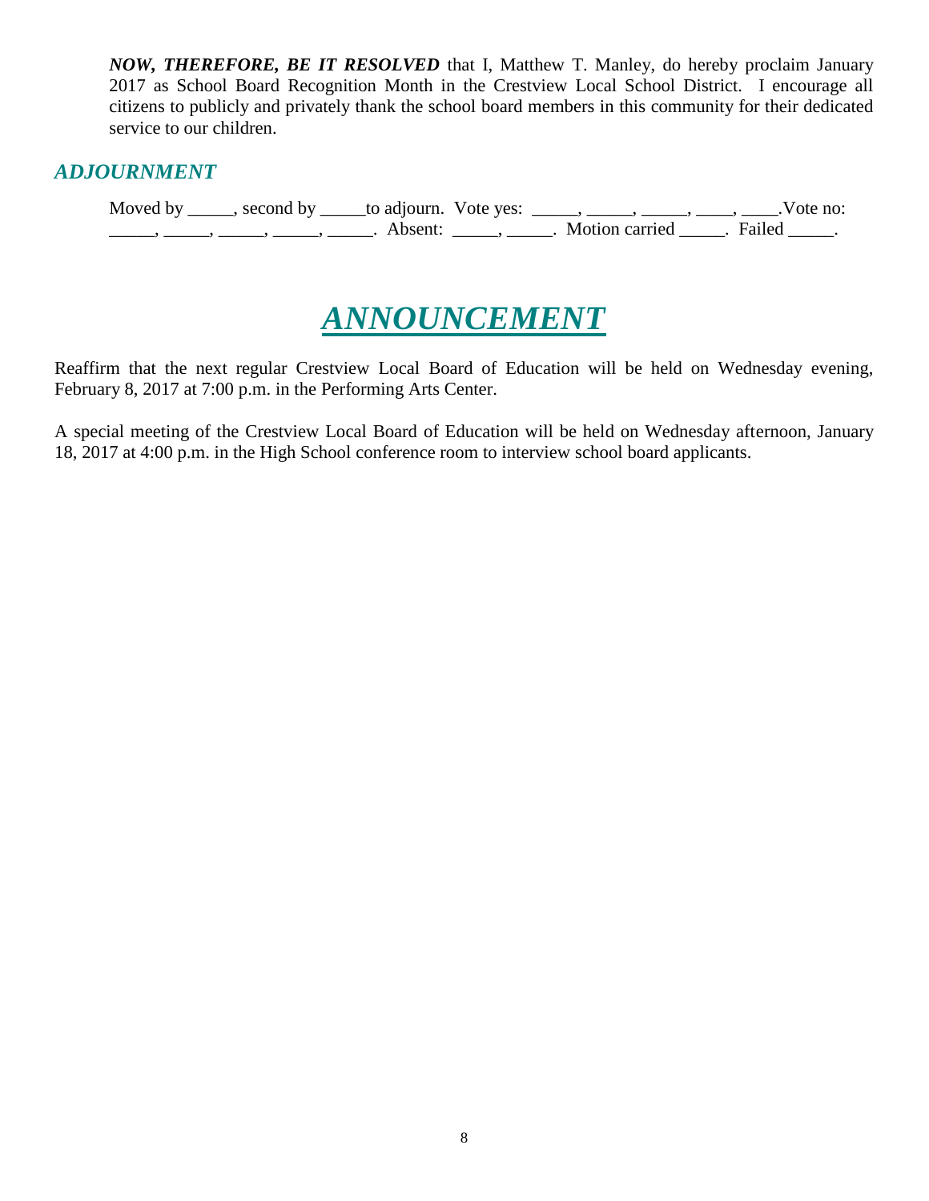***NOW, THEREFORE, BE IT RESOLVED*** that I, Matthew T. Manley, do hereby proclaim January 2017 as School Board Recognition Month in the Crestview Local School District. I encourage all citizens to publicly and privately thank the school board members in this community for their dedicated service to our children.

## *ADJOURNMENT*

Moved by _____, second by _____to adjourn. Vote yes: _____, _____, _____, ____, ____.Vote no: _____, _____, _____, _____, _____. Absent: _____, _____. Motion carried _____. Failed _____.

# *ANNOUNCEMENT*

Reaffirm that the next regular Crestview Local Board of Education will be held on Wednesday evening, February 8, 2017 at 7:00 p.m. in the Performing Arts Center.

A special meeting of the Crestview Local Board of Education will be held on Wednesday afternoon, January 18, 2017 at 4:00 p.m. in the High School conference room to interview school board applicants.